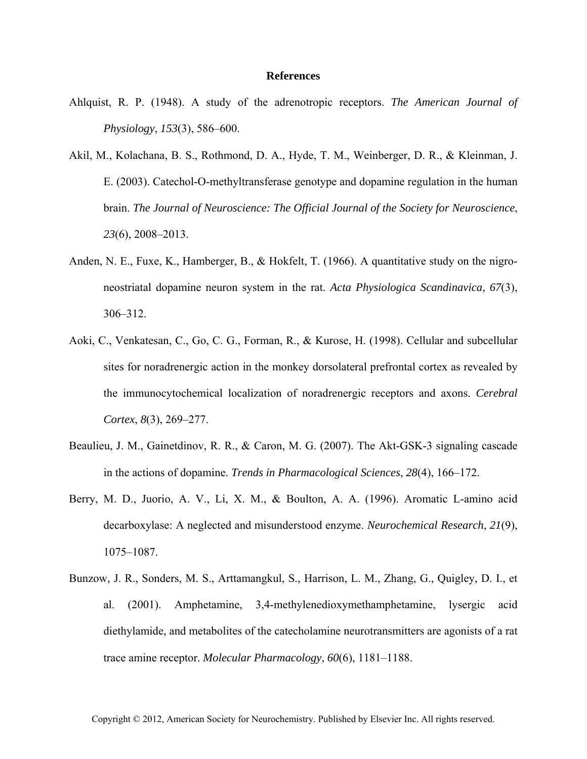# References

Ahlquist, R. P. (1948). A study of the adrenotropic receptors. *The American Journal of Physiology*, *153*(3), 586–600.

Akil, M., Kolachana, B. S., Rothmond, D. A., Hyde, T. M., Weinberger, D. R., & Kleinman, J. E. (2003). Catechol-O-methyltransferase genotype and dopamine regulation in the human brain. *The Journal of Neuroscience: The Official Journal of the Society for Neuroscience*, *23*(6), 2008–2013.

Anden, N. E., Fuxe, K., Hamberger, B., & Hokfelt, T. (1966). A quantitative study on the nigro-neostriatal dopamine neuron system in the rat. *Acta Physiologica Scandinavica*, *67*(3), 306–312.

Aoki, C., Venkatesan, C., Go, C. G., Forman, R., & Kurose, H. (1998). Cellular and subcellular sites for noradrenergic action in the monkey dorsolateral prefrontal cortex as revealed by the immunocytochemical localization of noradrenergic receptors and axons. *Cerebral Cortex*, *8*(3), 269–277.

Beaulieu, J. M., Gainetdinov, R. R., & Caron, M. G. (2007). The Akt-GSK-3 signaling cascade in the actions of dopamine. *Trends in Pharmacological Sciences*, *28*(4), 166–172.

Berry, M. D., Juorio, A. V., Li, X. M., & Boulton, A. A. (1996). Aromatic L-amino acid decarboxylase: A neglected and misunderstood enzyme. *Neurochemical Research*, *21*(9), 1075–1087.

Bunzow, J. R., Sonders, M. S., Arttamangkul, S., Harrison, L. M., Zhang, G., Quigley, D. I., et al. (2001). Amphetamine, 3,4-methylenedioxymethamphetamine, lysergic acid diethylamide, and metabolites of the catecholamine neurotransmitters are agonists of a rat trace amine receptor. *Molecular Pharmacology*, *60*(6), 1181–1188.

Copyright © 2012, American Society for Neurochemistry. Published by Elsevier Inc. All rights reserved.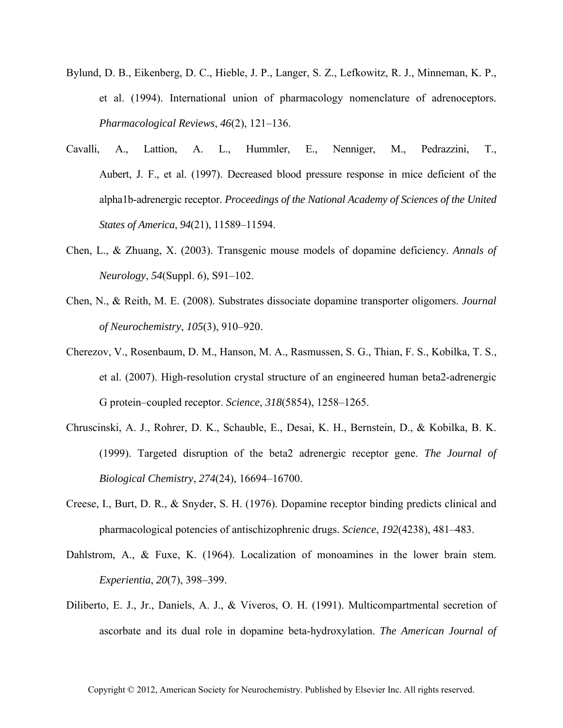Bylund, D. B., Eikenberg, D. C., Hieble, J. P., Langer, S. Z., Lefkowitz, R. J., Minneman, K. P., et al. (1994). International union of pharmacology nomenclature of adrenoceptors. *Pharmacological Reviews*, *46*(2), 121–136.

Cavalli, A., Lattion, A. L., Hummler, E., Nenniger, M., Pedrazzini, T., Aubert, J. F., et al. (1997). Decreased blood pressure response in mice deficient of the alpha1b-adrenergic receptor. *Proceedings of the National Academy of Sciences of the United States of America*, *94*(21), 11589–11594.

Chen, L., & Zhuang, X. (2003). Transgenic mouse models of dopamine deficiency. *Annals of Neurology*, *54*(Suppl. 6), S91–102.

Chen, N., & Reith, M. E. (2008). Substrates dissociate dopamine transporter oligomers. *Journal of Neurochemistry*, *105*(3), 910–920.

Cherezov, V., Rosenbaum, D. M., Hanson, M. A., Rasmussen, S. G., Thian, F. S., Kobilka, T. S., et al. (2007). High-resolution crystal structure of an engineered human beta2-adrenergic G protein–coupled receptor. *Science*, *318*(5854), 1258–1265.

Chruscinski, A. J., Rohrer, D. K., Schauble, E., Desai, K. H., Bernstein, D., & Kobilka, B. K. (1999). Targeted disruption of the beta2 adrenergic receptor gene. *The Journal of Biological Chemistry*, *274*(24), 16694–16700.

Creese, I., Burt, D. R., & Snyder, S. H. (1976). Dopamine receptor binding predicts clinical and pharmacological potencies of antischizophrenic drugs. *Science*, *192*(4238), 481–483.

Dahlstrom, A., & Fuxe, K. (1964). Localization of monoamines in the lower brain stem. *Experientia*, *20*(7), 398–399.

Diliberto, E. J., Jr., Daniels, A. J., & Viveros, O. H. (1991). Multicompartmental secretion of ascorbate and its dual role in dopamine beta-hydroxylation. *The American Journal of*

Copyright © 2012, American Society for Neurochemistry. Published by Elsevier Inc. All rights reserved.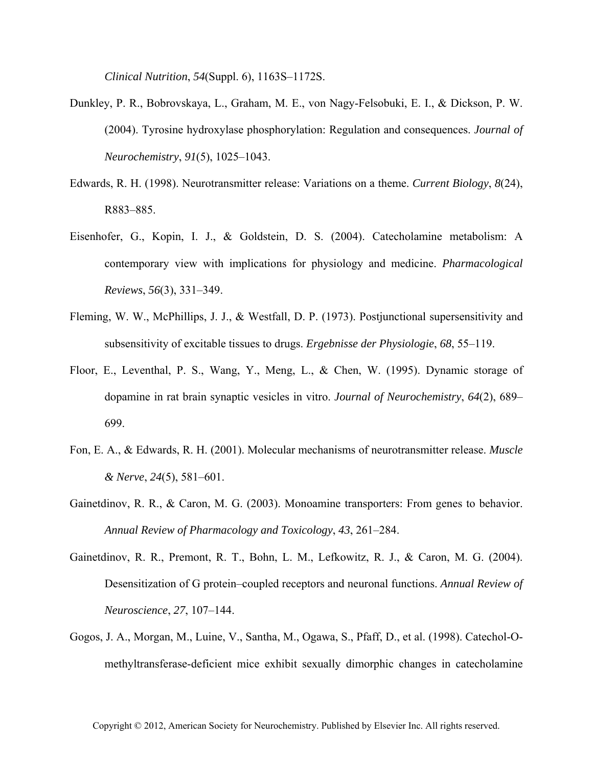*Clinical Nutrition*, *54*(Suppl. 6), 1163S–1172S.

Dunkley, P. R., Bobrovskaya, L., Graham, M. E., von Nagy-Felsobuki, E. I., & Dickson, P. W. (2004). Tyrosine hydroxylase phosphorylation: Regulation and consequences. *Journal of Neurochemistry*, *91*(5), 1025–1043.

Edwards, R. H. (1998). Neurotransmitter release: Variations on a theme. *Current Biology*, *8*(24), R883–885.

Eisenhofer, G., Kopin, I. J., & Goldstein, D. S. (2004). Catecholamine metabolism: A contemporary view with implications for physiology and medicine. *Pharmacological Reviews*, *56*(3), 331–349.

Fleming, W. W., McPhillips, J. J., & Westfall, D. P. (1973). Postjunctional supersensitivity and subsensitivity of excitable tissues to drugs. *Ergebnisse der Physiologie*, *68*, 55–119.

Floor, E., Leventhal, P. S., Wang, Y., Meng, L., & Chen, W. (1995). Dynamic storage of dopamine in rat brain synaptic vesicles in vitro. *Journal of Neurochemistry*, *64*(2), 689–699.

Fon, E. A., & Edwards, R. H. (2001). Molecular mechanisms of neurotransmitter release. *Muscle & Nerve*, *24*(5), 581–601.

Gainetdinov, R. R., & Caron, M. G. (2003). Monoamine transporters: From genes to behavior. *Annual Review of Pharmacology and Toxicology*, *43*, 261–284.

Gainetdinov, R. R., Premont, R. T., Bohn, L. M., Lefkowitz, R. J., & Caron, M. G. (2004). Desensitization of G protein–coupled receptors and neuronal functions. *Annual Review of Neuroscience*, *27*, 107–144.

Gogos, J. A., Morgan, M., Luine, V., Santha, M., Ogawa, S., Pfaff, D., et al. (1998). Catechol-O-methyltransferase-deficient mice exhibit sexually dimorphic changes in catecholamine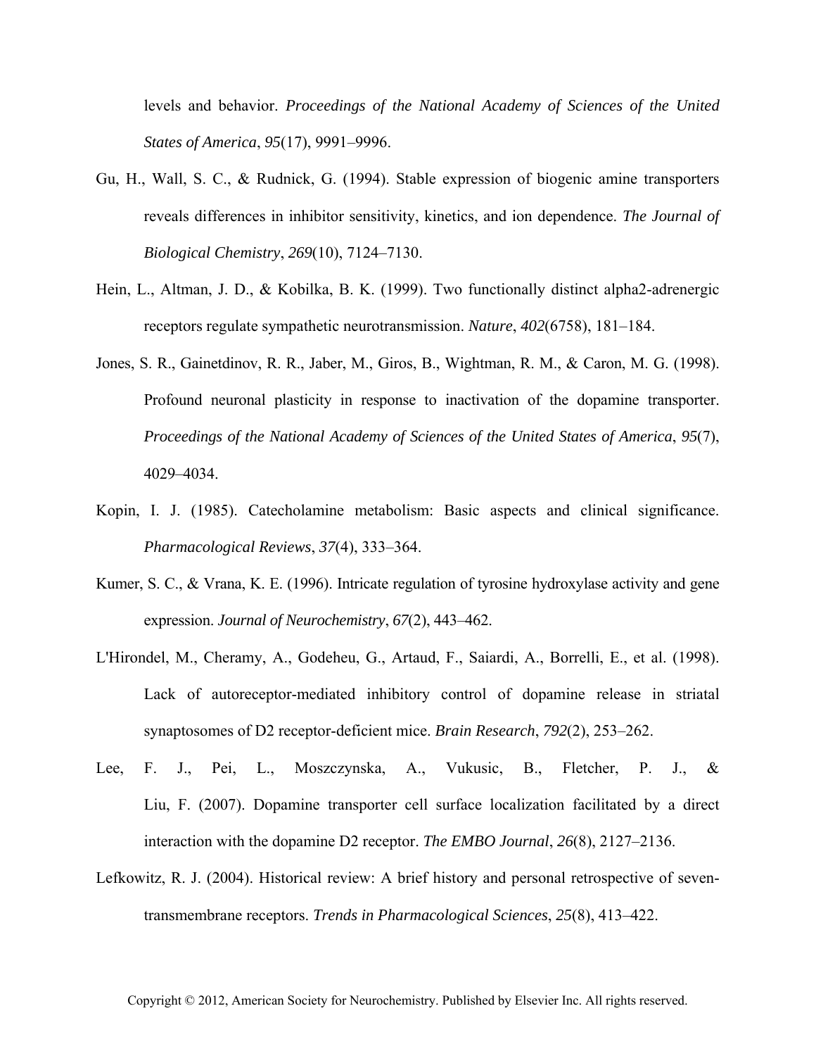levels and behavior. *Proceedings of the National Academy of Sciences of the United States of America*, *95*(17), 9991–9996.

Gu, H., Wall, S. C., & Rudnick, G. (1994). Stable expression of biogenic amine transporters reveals differences in inhibitor sensitivity, kinetics, and ion dependence. *The Journal of Biological Chemistry*, *269*(10), 7124–7130.

Hein, L., Altman, J. D., & Kobilka, B. K. (1999). Two functionally distinct alpha2-adrenergic receptors regulate sympathetic neurotransmission. *Nature*, *402*(6758), 181–184.

Jones, S. R., Gainetdinov, R. R., Jaber, M., Giros, B., Wightman, R. M., & Caron, M. G. (1998). Profound neuronal plasticity in response to inactivation of the dopamine transporter. *Proceedings of the National Academy of Sciences of the United States of America*, *95*(7), 4029–4034.

Kopin, I. J. (1985). Catecholamine metabolism: Basic aspects and clinical significance. *Pharmacological Reviews*, *37*(4), 333–364.

Kumer, S. C., & Vrana, K. E. (1996). Intricate regulation of tyrosine hydroxylase activity and gene expression. *Journal of Neurochemistry*, *67*(2), 443–462.

L'Hirondel, M., Cheramy, A., Godeheu, G., Artaud, F., Saiardi, A., Borrelli, E., et al. (1998). Lack of autoreceptor-mediated inhibitory control of dopamine release in striatal synaptosomes of D2 receptor-deficient mice. *Brain Research*, *792*(2), 253–262.

Lee, F. J., Pei, L., Moszczynska, A., Vukusic, B., Fletcher, P. J., & Liu, F. (2007). Dopamine transporter cell surface localization facilitated by a direct interaction with the dopamine D2 receptor. *The EMBO Journal*, *26*(8), 2127–2136.

Lefkowitz, R. J. (2004). Historical review: A brief history and personal retrospective of seven-transmembrane receptors. *Trends in Pharmacological Sciences*, *25*(8), 413–422.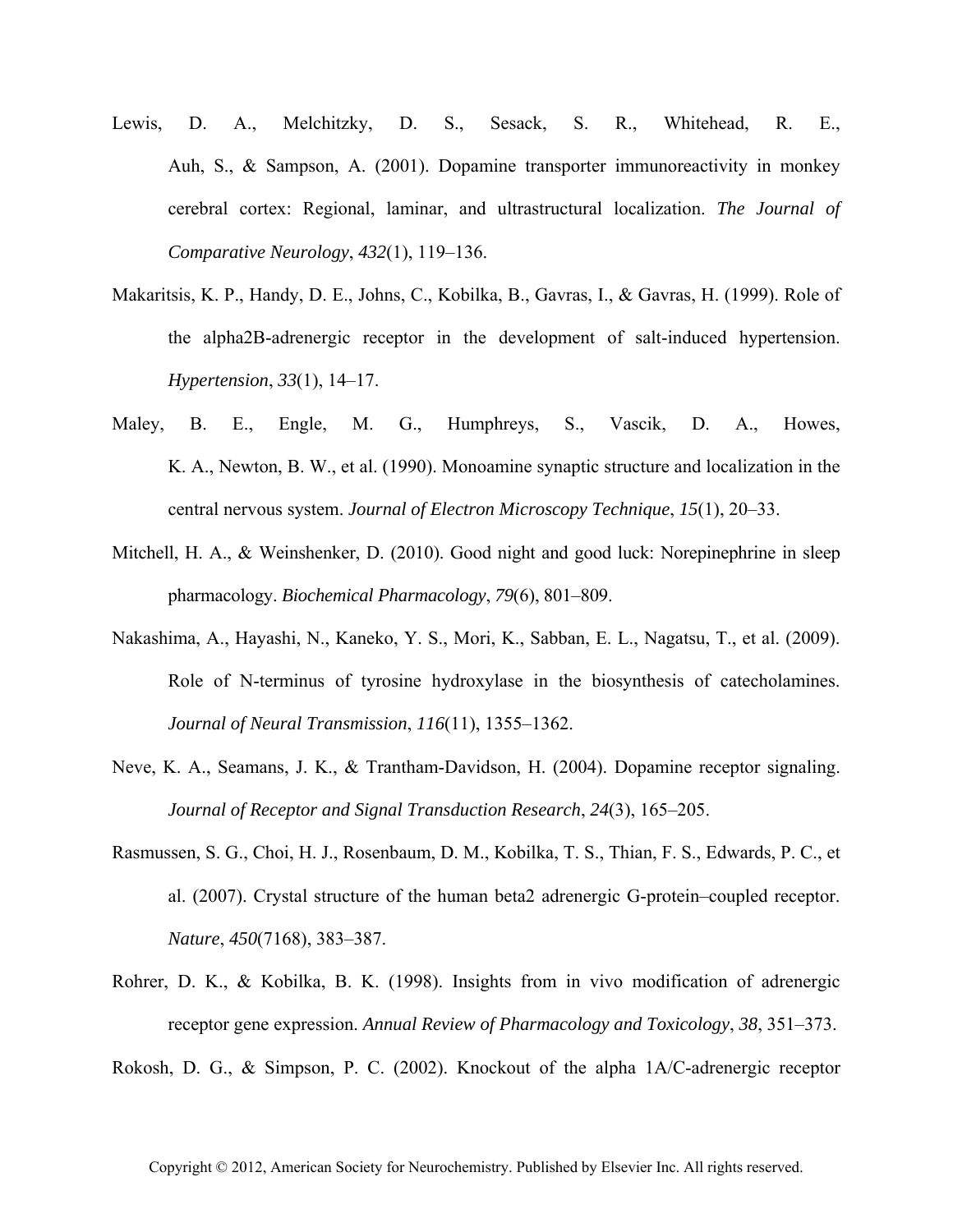Lewis, D. A., Melchitzky, D. S., Sesack, S. R., Whitehead, R. E., Auh, S., & Sampson, A. (2001). Dopamine transporter immunoreactivity in monkey cerebral cortex: Regional, laminar, and ultrastructural localization. *The Journal of Comparative Neurology*, *432*(1), 119–136.

Makaritsis, K. P., Handy, D. E., Johns, C., Kobilka, B., Gavras, I., & Gavras, H. (1999). Role of the alpha2B-adrenergic receptor in the development of salt-induced hypertension. *Hypertension*, *33*(1), 14–17.

Maley, B. E., Engle, M. G., Humphreys, S., Vascik, D. A., Howes, K. A., Newton, B. W., et al. (1990). Monoamine synaptic structure and localization in the central nervous system. *Journal of Electron Microscopy Technique*, *15*(1), 20–33.

Mitchell, H. A., & Weinshenker, D. (2010). Good night and good luck: Norepinephrine in sleep pharmacology. *Biochemical Pharmacology*, *79*(6), 801–809.

Nakashima, A., Hayashi, N., Kaneko, Y. S., Mori, K., Sabban, E. L., Nagatsu, T., et al. (2009). Role of N-terminus of tyrosine hydroxylase in the biosynthesis of catecholamines. *Journal of Neural Transmission*, *116*(11), 1355–1362.

Neve, K. A., Seamans, J. K., & Trantham-Davidson, H. (2004). Dopamine receptor signaling. *Journal of Receptor and Signal Transduction Research*, *24*(3), 165–205.

Rasmussen, S. G., Choi, H. J., Rosenbaum, D. M., Kobilka, T. S., Thian, F. S., Edwards, P. C., et al. (2007). Crystal structure of the human beta2 adrenergic G-protein–coupled receptor. *Nature*, *450*(7168), 383–387.

Rohrer, D. K., & Kobilka, B. K. (1998). Insights from in vivo modification of adrenergic receptor gene expression. *Annual Review of Pharmacology and Toxicology*, *38*, 351–373.

Rokosh, D. G., & Simpson, P. C. (2002). Knockout of the alpha 1A/C-adrenergic receptor

Copyright © 2012, American Society for Neurochemistry. Published by Elsevier Inc. All rights reserved.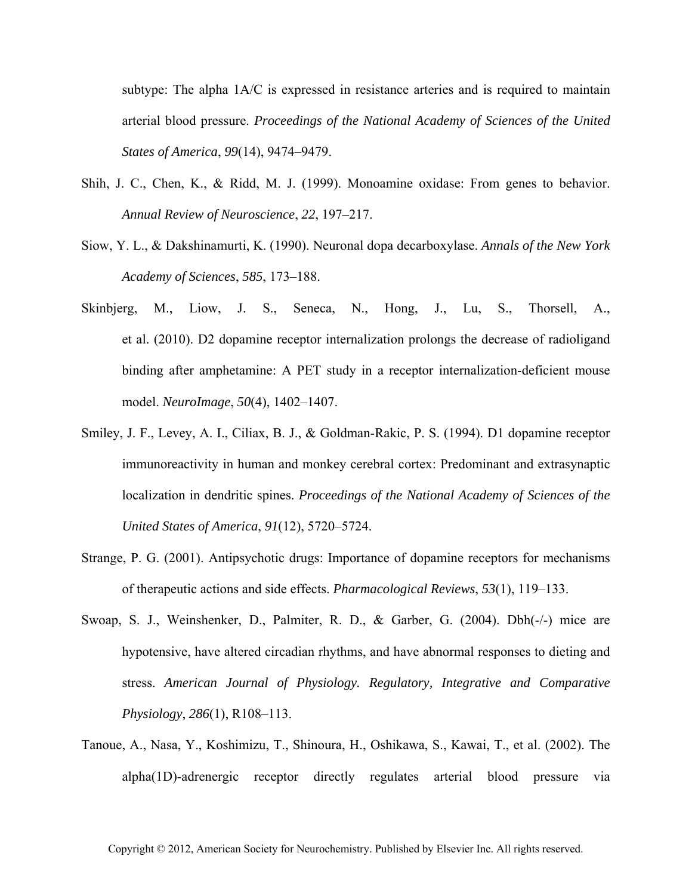subtype: The alpha 1A/C is expressed in resistance arteries and is required to maintain arterial blood pressure. *Proceedings of the National Academy of Sciences of the United States of America*, *99*(14), 9474–9479.

Shih, J. C., Chen, K., & Ridd, M. J. (1999). Monoamine oxidase: From genes to behavior. *Annual Review of Neuroscience*, *22*, 197–217.

Siow, Y. L., & Dakshinamurti, K. (1990). Neuronal dopa decarboxylase. *Annals of the New York Academy of Sciences*, *585*, 173–188.

Skinbjerg, M., Liow, J. S., Seneca, N., Hong, J., Lu, S., Thorsell, A., et al. (2010). D2 dopamine receptor internalization prolongs the decrease of radioligand binding after amphetamine: A PET study in a receptor internalization-deficient mouse model. *NeuroImage*, *50*(4), 1402–1407.

Smiley, J. F., Levey, A. I., Ciliax, B. J., & Goldman-Rakic, P. S. (1994). D1 dopamine receptor immunoreactivity in human and monkey cerebral cortex: Predominant and extrasynaptic localization in dendritic spines. *Proceedings of the National Academy of Sciences of the United States of America*, *91*(12), 5720–5724.

Strange, P. G. (2001). Antipsychotic drugs: Importance of dopamine receptors for mechanisms of therapeutic actions and side effects. *Pharmacological Reviews*, *53*(1), 119–133.

Swoap, S. J., Weinshenker, D., Palmiter, R. D., & Garber, G. (2004). Dbh(-/-) mice are hypotensive, have altered circadian rhythms, and have abnormal responses to dieting and stress. *American Journal of Physiology. Regulatory, Integrative and Comparative Physiology*, *286*(1), R108–113.

Tanoue, A., Nasa, Y., Koshimizu, T., Shinoura, H., Oshikawa, S., Kawai, T., et al. (2002). The alpha(1D)-adrenergic receptor directly regulates arterial blood pressure via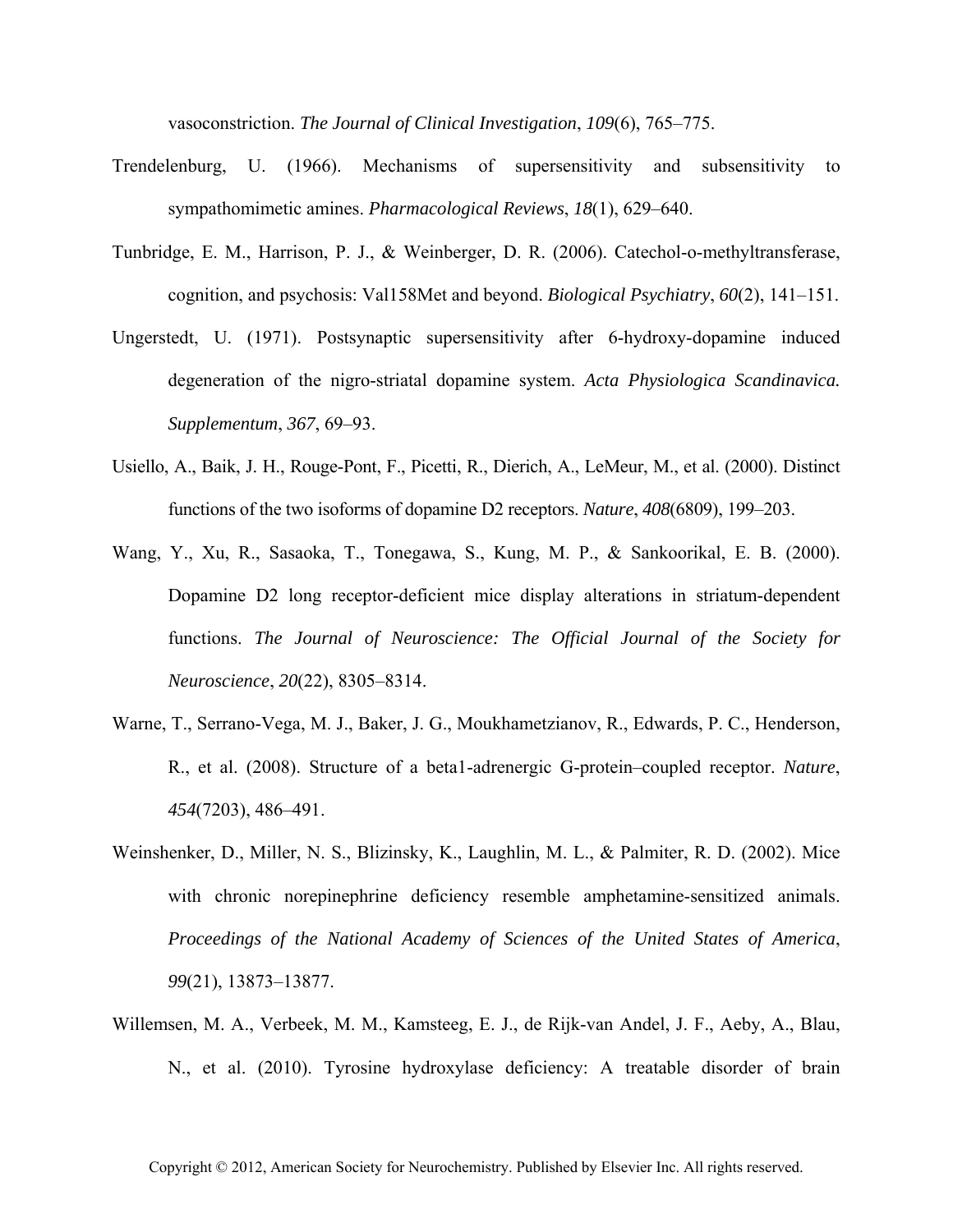vasoconstriction. *The Journal of Clinical Investigation*, *109*(6), 765–775.

Trendelenburg, U. (1966). Mechanisms of supersensitivity and subsensitivity to sympathomimetic amines. *Pharmacological Reviews*, *18*(1), 629–640.

Tunbridge, E. M., Harrison, P. J., & Weinberger, D. R. (2006). Catechol-o-methyltransferase, cognition, and psychosis: Val158Met and beyond. *Biological Psychiatry*, *60*(2), 141–151.

Ungerstedt, U. (1971). Postsynaptic supersensitivity after 6-hydroxy-dopamine induced degeneration of the nigro-striatal dopamine system. *Acta Physiologica Scandinavica. Supplementum*, *367*, 69–93.

Usiello, A., Baik, J. H., Rouge-Pont, F., Picetti, R., Dierich, A., LeMeur, M., et al. (2000). Distinct functions of the two isoforms of dopamine D2 receptors. *Nature*, *408*(6809), 199–203.

Wang, Y., Xu, R., Sasaoka, T., Tonegawa, S., Kung, M. P., & Sankoorikal, E. B. (2000). Dopamine D2 long receptor-deficient mice display alterations in striatum-dependent functions. *The Journal of Neuroscience: The Official Journal of the Society for Neuroscience*, *20*(22), 8305–8314.

Warne, T., Serrano-Vega, M. J., Baker, J. G., Moukhametzianov, R., Edwards, P. C., Henderson, R., et al. (2008). Structure of a beta1-adrenergic G-protein–coupled receptor. *Nature*, *454*(7203), 486–491.

Weinshenker, D., Miller, N. S., Blizinsky, K., Laughlin, M. L., & Palmiter, R. D. (2002). Mice with chronic norepinephrine deficiency resemble amphetamine-sensitized animals. *Proceedings of the National Academy of Sciences of the United States of America*, *99*(21), 13873–13877.

Willemsen, M. A., Verbeek, M. M., Kamsteeg, E. J., de Rijk-van Andel, J. F., Aeby, A., Blau, N., et al. (2010). Tyrosine hydroxylase deficiency: A treatable disorder of brain

Copyright © 2012, American Society for Neurochemistry. Published by Elsevier Inc. All rights reserved.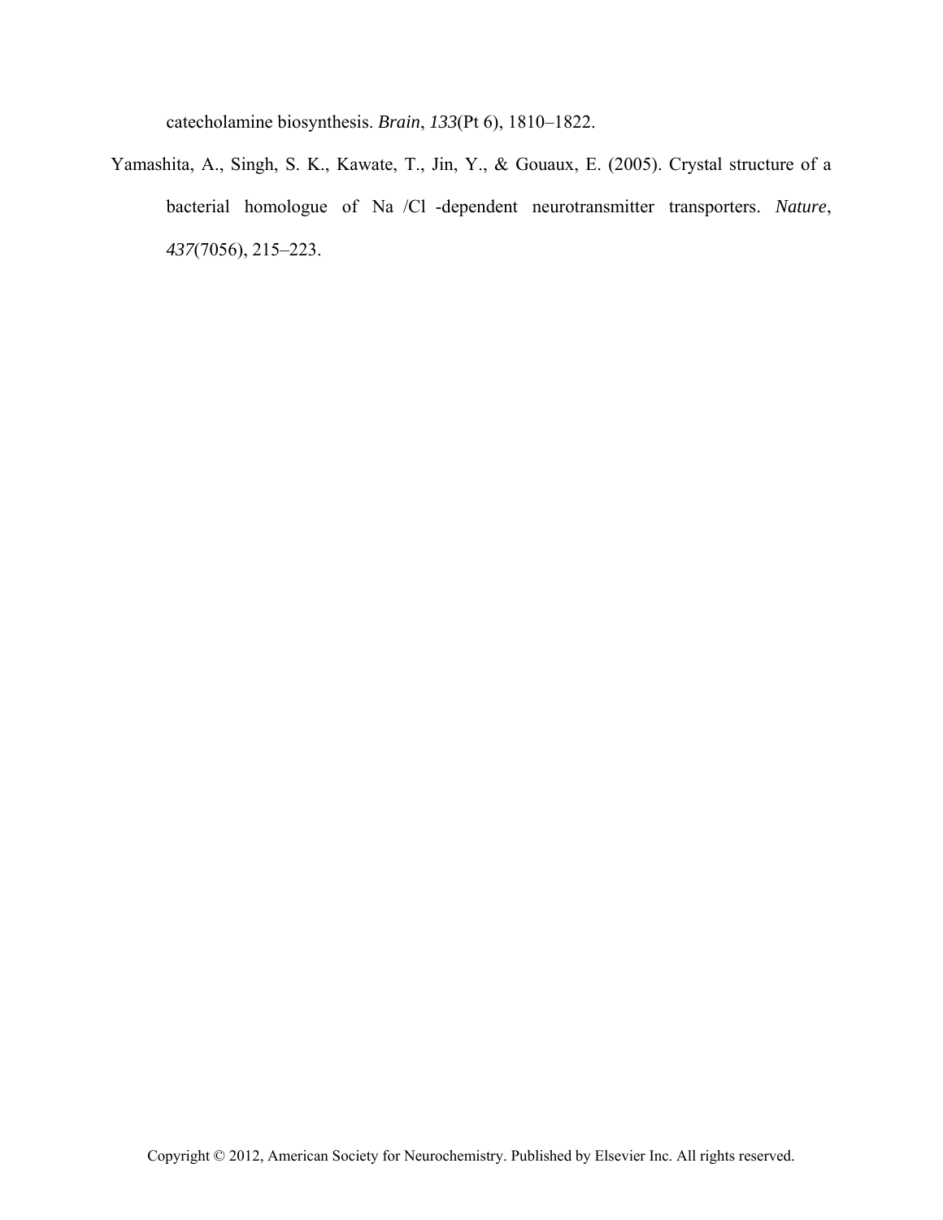catecholamine biosynthesis. *Brain*, *133*(Pt 6), 1810–1822.

Yamashita, A., Singh, S. K., Kawate, T., Jin, Y., & Gouaux, E. (2005). Crystal structure of a bacterial homologue of Na /Cl -dependent neurotransmitter transporters. *Nature*, *437*(7056), 215–223.

Copyright © 2012, American Society for Neurochemistry. Published by Elsevier Inc. All rights reserved.